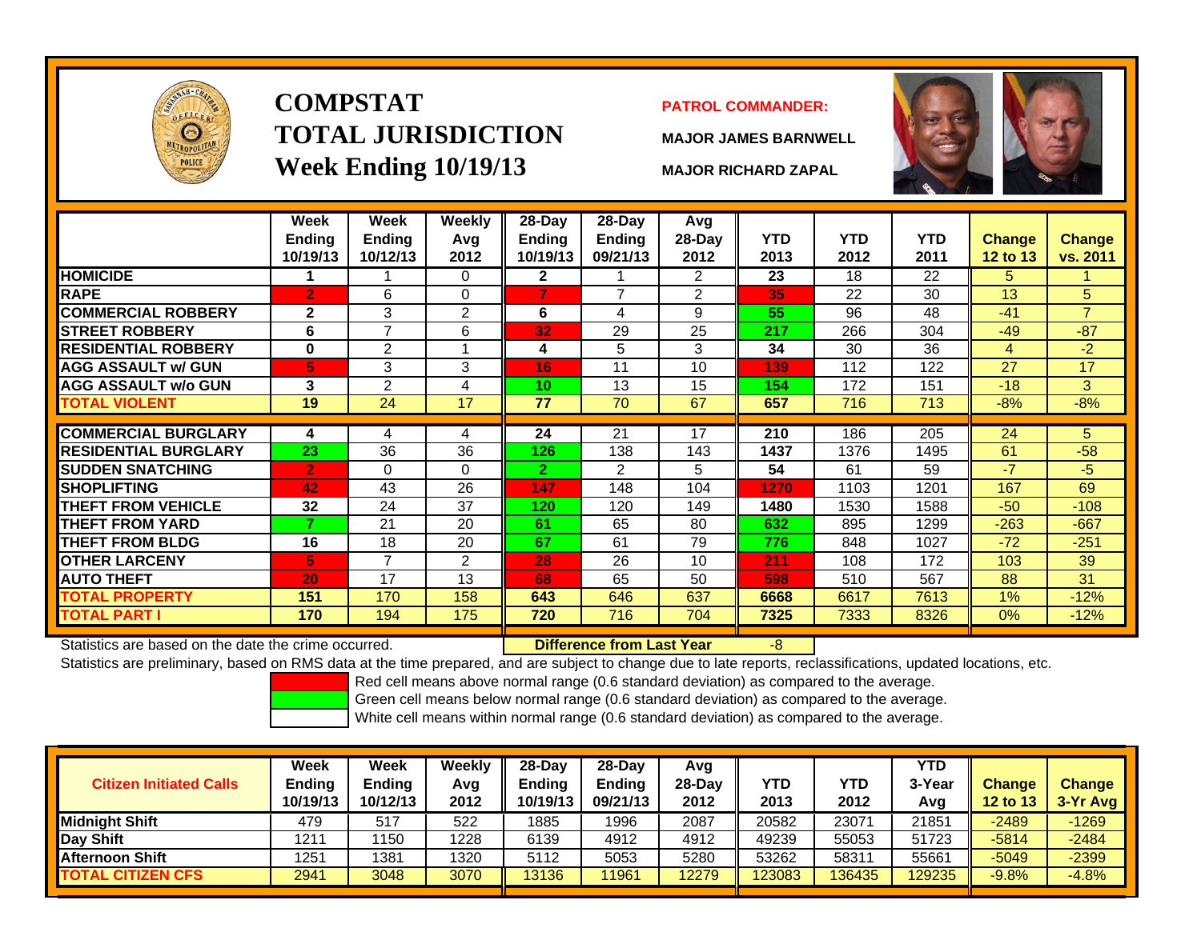# COMPSTAT
# TOTAL JURISDICTION
## Week Ending 10/19/13

**PATROL COMMANDER:**

**MAJOR JAMES BARNWELL**

**MAJOR RICHARD ZAPAL**

| | Week Ending 10/19/13 | Week Ending 10/12/13 | Weekly Avg 2012 | 28-Day Ending 10/19/13 | 28-Day Ending 09/21/13 | Avg 28-Day 2012 | YTD 2013 | YTD 2012 | YTD 2011 | Change 12 to 13 | Change vs. 2011 |
|---|---|---|---|---|---|---|---|---|---|---|---|
| HOMICIDE | 1 | 1 | 0 | 2 | 1 | 2 | 23 | 18 | 22 | 5 | 1 |
| RAPE | 2 | 6 | 0 | 7 | 7 | 2 | 35 | 22 | 30 | 13 | 5 |
| COMMERCIAL ROBBERY | 2 | 3 | 2 | 6 | 4 | 9 | 55 | 96 | 48 | -41 | 7 |
| STREET ROBBERY | 6 | 7 | 6 | 32 | 29 | 25 | 217 | 266 | 304 | -49 | -87 |
| RESIDENTIAL ROBBERY | 0 | 2 | 1 | 4 | 5 | 3 | 34 | 30 | 36 | 4 | -2 |
| AGG ASSAULT w/ GUN | 5 | 3 | 3 | 16 | 11 | 10 | 139 | 112 | 122 | 27 | 17 |
| AGG ASSAULT w/o GUN | 3 | 2 | 4 | 10 | 13 | 15 | 154 | 172 | 151 | -18 | 3 |
| TOTAL VIOLENT | 19 | 24 | 17 | 77 | 70 | 67 | 657 | 716 | 713 | -8% | -8% |
| COMMERCIAL BURGLARY | 4 | 4 | 4 | 24 | 21 | 17 | 210 | 186 | 205 | 24 | 5 |
| RESIDENTIAL BURGLARY | 23 | 36 | 36 | 126 | 138 | 143 | 1437 | 1376 | 1495 | 61 | -58 |
| SUDDEN SNATCHING | 2 | 0 | 0 | 2 | 2 | 5 | 54 | 61 | 59 | -7 | -5 |
| SHOPLIFTING | 42 | 43 | 26 | 147 | 148 | 104 | 1270 | 1103 | 1201 | 167 | 69 |
| THEFT FROM VEHICLE | 32 | 24 | 37 | 120 | 120 | 149 | 1480 | 1530 | 1588 | -50 | -108 |
| THEFT FROM YARD | 7 | 21 | 20 | 61 | 65 | 80 | 632 | 895 | 1299 | -263 | -667 |
| THEFT FROM BLDG | 16 | 18 | 20 | 67 | 61 | 79 | 776 | 848 | 1027 | -72 | -251 |
| OTHER LARCENY | 5 | 7 | 2 | 28 | 26 | 10 | 211 | 108 | 172 | 103 | 39 |
| AUTO THEFT | 20 | 17 | 13 | 68 | 65 | 50 | 598 | 510 | 567 | 88 | 31 |
| TOTAL PROPERTY | 151 | 170 | 158 | 643 | 646 | 637 | 6668 | 6617 | 7613 | 1% | -12% |
| TOTAL PART I | 170 | 194 | 175 | 720 | 716 | 704 | 7325 | 7333 | 8326 | 0% | -12% |

Statistics are based on the date the crime occurred. **Difference from Last Year** -8

Statistics are preliminary, based on RMS data at the time prepared, and are subject to change due to late reports, reclassifications, updated locations, etc.

Red cell means above normal range (0.6 standard deviation) as compared to the average.
Green cell means below normal range (0.6 standard deviation) as compared to the average.
White cell means within normal range (0.6 standard deviation) as compared to the average.

| Citizen Initiated Calls | Week Ending 10/19/13 | Week Ending 10/12/13 | Weekly Avg 2012 | 28-Day Ending 10/19/13 | 28-Day Ending 09/21/13 | Avg 28-Day 2012 | YTD 2013 | YTD 2012 | YTD 3-Year Avg | Change 12 to 13 | Change 3-Yr Avg |
|---|---|---|---|---|---|---|---|---|---|---|---|
| Midnight Shift | 479 | 517 | 522 | 1885 | 1996 | 2087 | 20582 | 23071 | 21851 | -2489 | -1269 |
| Day Shift | 1211 | 1150 | 1228 | 6139 | 4912 | 4912 | 49239 | 55053 | 51723 | -5814 | -2484 |
| Afternoon Shift | 1251 | 1381 | 1320 | 5112 | 5053 | 5280 | 53262 | 58311 | 55661 | -5049 | -2399 |
| TOTAL CITIZEN CFS | 2941 | 3048 | 3070 | 13136 | 11961 | 12279 | 123083 | 136435 | 129235 | -9.8% | -4.8% |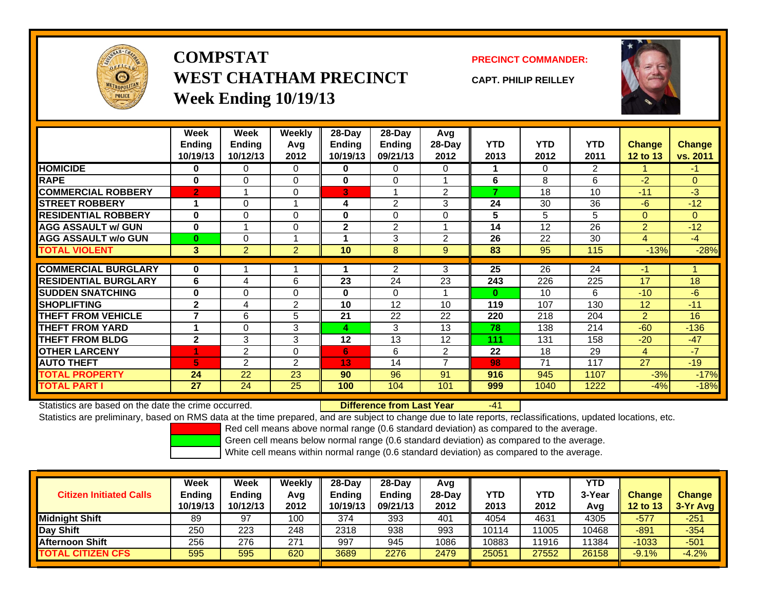# COMPSTAT
# WEST CHATHAM PRECINCT
## Week Ending 10/19/13

**PRECINCT COMMANDER:**

**CAPT. PHILIP REILLEY**

| | Week Ending 10/19/13 | Week Ending 10/12/13 | Weekly Avg 2012 | 28-Day Ending 10/19/13 | 28-Day Ending 09/21/13 | Avg 28-Day 2012 | YTD 2013 | YTD 2012 | YTD 2011 | Change 12 to 13 | Change vs. 2011 |
|---|---|---|---|---|---|---|---|---|---|---|---|
| HOMICIDE | 0 | 0 | 0 | 0 | 0 | 0 | 1 | 0 | 2 | 1 | -1 |
| RAPE | 0 | 0 | 0 | 0 | 0 | 1 | 6 | 8 | 6 | -2 | 0 |
| COMMERCIAL ROBBERY | 2 | 1 | 0 | 3 | 1 | 2 | 7 | 18 | 10 | -11 | -3 |
| STREET ROBBERY | 1 | 0 | 1 | 4 | 2 | 3 | 24 | 30 | 36 | -6 | -12 |
| RESIDENTIAL ROBBERY | 0 | 0 | 0 | 0 | 0 | 0 | 5 | 5 | 5 | 0 | 0 |
| AGG ASSAULT w/ GUN | 0 | 1 | 0 | 2 | 2 | 1 | 14 | 12 | 26 | 2 | -12 |
| AGG ASSAULT w/o GUN | 0 | 0 | 1 | 1 | 3 | 2 | 26 | 22 | 30 | 4 | -4 |
| TOTAL VIOLENT | 3 | 2 | 2 | 10 | 8 | 9 | 83 | 95 | 115 | -13% | -28% |
| COMMERCIAL BURGLARY | 0 | 1 | 1 | 1 | 2 | 3 | 25 | 26 | 24 | -1 | 1 |
| RESIDENTIAL BURGLARY | 6 | 4 | 6 | 23 | 24 | 23 | 243 | 226 | 225 | 17 | 18 |
| SUDDEN SNATCHING | 0 | 0 | 0 | 0 | 0 | 1 | 0 | 10 | 6 | -10 | -6 |
| SHOPLIFTING | 2 | 4 | 2 | 10 | 12 | 10 | 119 | 107 | 130 | 12 | -11 |
| THEFT FROM VEHICLE | 7 | 6 | 5 | 21 | 22 | 22 | 220 | 218 | 204 | 2 | 16 |
| THEFT FROM YARD | 1 | 0 | 3 | 4 | 3 | 13 | 78 | 138 | 214 | -60 | -136 |
| THEFT FROM BLDG | 2 | 3 | 3 | 12 | 13 | 12 | 111 | 131 | 158 | -20 | -47 |
| OTHER LARCENY | 1 | 2 | 0 | 6 | 6 | 2 | 22 | 18 | 29 | 4 | -7 |
| AUTO THEFT | 5 | 2 | 2 | 13 | 14 | 7 | 98 | 71 | 117 | 27 | -19 |
| TOTAL PROPERTY | 24 | 22 | 23 | 90 | 96 | 91 | 916 | 945 | 1107 | -3% | -17% |
| TOTAL PART I | 27 | 24 | 25 | 100 | 104 | 101 | 999 | 1040 | 1222 | -4% | -18% |

Statistics are based on the date the crime occurred. **Difference from Last Year** -41

Statistics are preliminary, based on RMS data at the time prepared, and are subject to change due to late reports, reclassifications, updated locations, etc.

Red cell means above normal range (0.6 standard deviation) as compared to the average.

Green cell means below normal range (0.6 standard deviation) as compared to the average.

White cell means within normal range (0.6 standard deviation) as compared to the average.

| Citizen Initiated Calls | Week Ending 10/19/13 | Week Ending 10/12/13 | Weekly Avg 2012 | 28-Day Ending 10/19/13 | 28-Day Ending 09/21/13 | Avg 28-Day 2012 | YTD 2013 | YTD 2012 | YTD 3-Year Avg | Change 12 to 13 | Change 3-Yr Avg |
|---|---|---|---|---|---|---|---|---|---|---|---|
| Midnight Shift | 89 | 97 | 100 | 374 | 393 | 401 | 4054 | 4631 | 4305 | -577 | -251 |
| Day Shift | 250 | 223 | 248 | 2318 | 938 | 993 | 10114 | 11005 | 10468 | -891 | -354 |
| Afternoon Shift | 256 | 276 | 271 | 997 | 945 | 1086 | 10883 | 11916 | 11384 | -1033 | -501 |
| TOTAL CITIZEN CFS | 595 | 595 | 620 | 3689 | 2276 | 2479 | 25051 | 27552 | 26158 | -9.1% | -4.2% |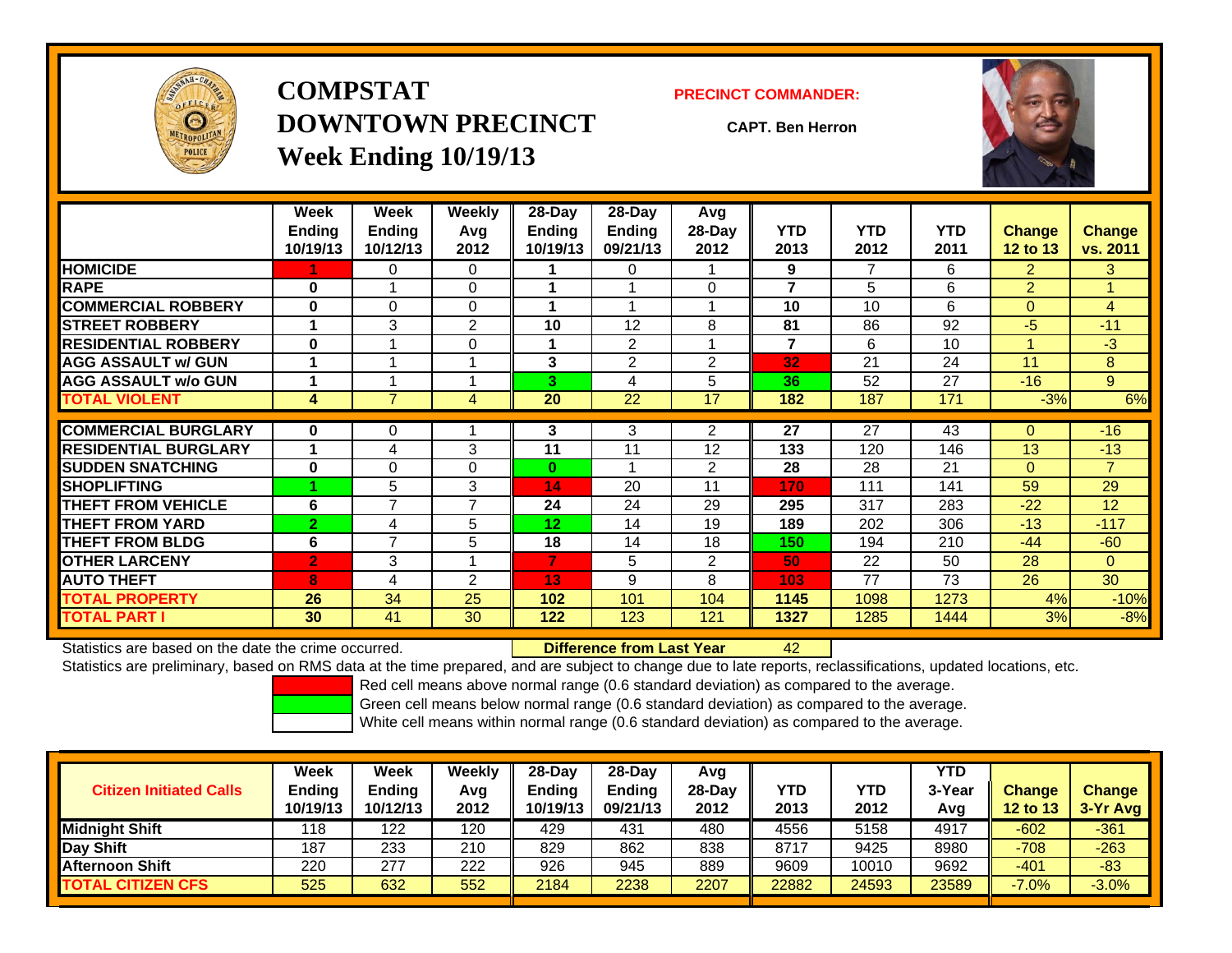# COMPSTAT
# DOWNTOWN PRECINCT
## Week Ending 10/19/13

**PRECINCT COMMANDER:**

**CAPT. Ben Herron**

| | Week Ending 10/19/13 | Week Ending 10/12/13 | Weekly Avg 2012 | 28-Day Ending 10/19/13 | 28-Day Ending 09/21/13 | Avg 28-Day 2012 | YTD 2013 | YTD 2012 | YTD 2011 | Change 12 to 13 | Change vs. 2011 |
|---|---|---|---|---|---|---|---|---|---|---|---|
| HOMICIDE | 1 | 0 | 0 | 1 | 0 | 1 | 9 | 7 | 6 | 2 | 3 |
| RAPE | 0 | 1 | 0 | 1 | 1 | 0 | 7 | 5 | 6 | 2 | 1 |
| COMMERCIAL ROBBERY | 0 | 0 | 0 | 1 | 1 | 1 | 10 | 10 | 6 | 0 | 4 |
| STREET ROBBERY | 1 | 3 | 2 | 10 | 12 | 8 | 81 | 86 | 92 | -5 | -11 |
| RESIDENTIAL ROBBERY | 0 | 1 | 0 | 1 | 2 | 1 | 7 | 6 | 10 | 1 | -3 |
| AGG ASSAULT w/ GUN | 1 | 1 | 1 | 3 | 2 | 2 | 32 | 21 | 24 | 11 | 8 |
| AGG ASSAULT w/o GUN | 1 | 1 | 1 | 3 | 4 | 5 | 36 | 52 | 27 | -16 | 9 |
| TOTAL VIOLENT | 4 | 7 | 4 | 20 | 22 | 17 | 182 | 187 | 171 | -3% | 6% |
| COMMERCIAL BURGLARY | 0 | 0 | 1 | 3 | 3 | 2 | 27 | 27 | 43 | 0 | -16 |
| RESIDENTIAL BURGLARY | 1 | 4 | 3 | 11 | 11 | 12 | 133 | 120 | 146 | 13 | -13 |
| SUDDEN SNATCHING | 0 | 0 | 0 | 0 | 1 | 2 | 28 | 28 | 21 | 0 | 7 |
| SHOPLIFTING | 1 | 5 | 3 | 14 | 20 | 11 | 170 | 111 | 141 | 59 | 29 |
| THEFT FROM VEHICLE | 6 | 7 | 7 | 24 | 24 | 29 | 295 | 317 | 283 | -22 | 12 |
| THEFT FROM YARD | 2 | 4 | 5 | 12 | 14 | 19 | 189 | 202 | 306 | -13 | -117 |
| THEFT FROM BLDG | 6 | 7 | 5 | 18 | 14 | 18 | 150 | 194 | 210 | -44 | -60 |
| OTHER LARCENY | 2 | 3 | 1 | 7 | 5 | 2 | 50 | 22 | 50 | 28 | 0 |
| AUTO THEFT | 8 | 4 | 2 | 13 | 9 | 8 | 103 | 77 | 73 | 26 | 30 |
| TOTAL PROPERTY | 26 | 34 | 25 | 102 | 101 | 104 | 1145 | 1098 | 1273 | 4% | -10% |
| TOTAL PART I | 30 | 41 | 30 | 122 | 123 | 121 | 1327 | 1285 | 1444 | 3% | -8% |

Statistics are based on the date the crime occurred. **Difference from Last Year** 42

Statistics are preliminary, based on RMS data at the time prepared, and are subject to change due to late reports, reclassifications, updated locations, etc.

Red cell means above normal range (0.6 standard deviation) as compared to the average.
Green cell means below normal range (0.6 standard deviation) as compared to the average.
White cell means within normal range (0.6 standard deviation) as compared to the average.

| Citizen Initiated Calls | Week Ending 10/19/13 | Week Ending 10/12/13 | Weekly Avg 2012 | 28-Day Ending 10/19/13 | 28-Day Ending 09/21/13 | Avg 28-Day 2012 | YTD 2013 | YTD 2012 | YTD 3-Year Avg | Change 12 to 13 | Change 3-Yr Avg |
|---|---|---|---|---|---|---|---|---|---|---|---|
| Midnight Shift | 118 | 122 | 120 | 429 | 431 | 480 | 4556 | 5158 | 4917 | -602 | -361 |
| Day Shift | 187 | 233 | 210 | 829 | 862 | 838 | 8717 | 9425 | 8980 | -708 | -263 |
| Afternoon Shift | 220 | 277 | 222 | 926 | 945 | 889 | 9609 | 10010 | 9692 | -401 | -83 |
| TOTAL CITIZEN CFS | 525 | 632 | 552 | 2184 | 2238 | 2207 | 22882 | 24593 | 23589 | -7.0% | -3.0% |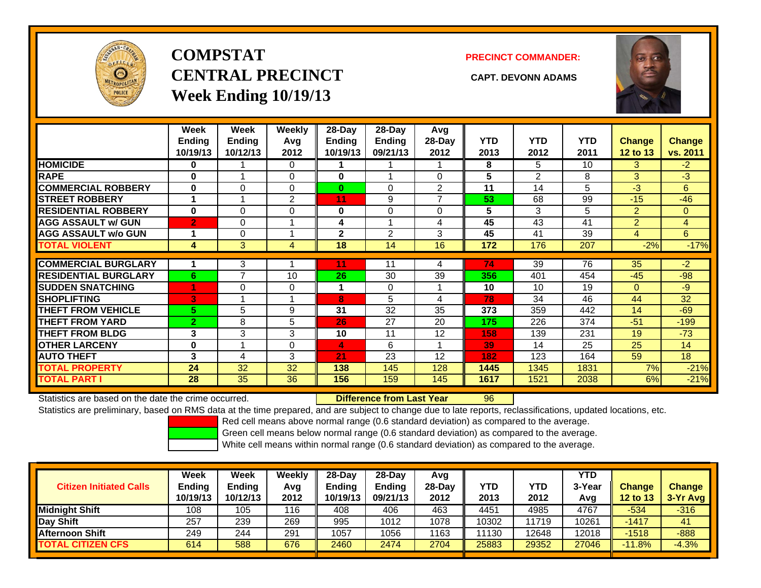# COMPSTAT CENTRAL PRECINCT
## Week Ending 10/19/13

**PRECINCT COMMANDER:**

**CAPT. DEVONN ADAMS**

| | Week Ending 10/19/13 | Week Ending 10/12/13 | Weekly Avg 2012 | 28-Day Ending 10/19/13 | 28-Day Ending 09/21/13 | Avg 28-Day 2012 | YTD 2013 | YTD 2012 | YTD 2011 | Change 12 to 13 | Change vs. 2011 |
|---|---|---|---|---|---|---|---|---|---|---|---|
| HOMICIDE | 0 | 1 | 0 | 1 | 1 | 1 | 8 | 5 | 10 | 3 | -2 |
| RAPE | 0 | 1 | 0 | 0 | 1 | 0 | 5 | 2 | 8 | 3 | -3 |
| COMMERCIAL ROBBERY | 0 | 0 | 0 | 0 | 0 | 2 | 11 | 14 | 5 | -3 | 6 |
| STREET ROBBERY | 1 | 1 | 2 | 11 | 9 | 7 | 53 | 68 | 99 | -15 | -46 |
| RESIDENTIAL ROBBERY | 0 | 0 | 0 | 0 | 0 | 0 | 5 | 3 | 5 | 2 | 0 |
| AGG ASSAULT w/ GUN | 2 | 0 | 1 | 4 | 1 | 4 | 45 | 43 | 41 | 2 | 4 |
| AGG ASSAULT w/o GUN | 1 | 0 | 1 | 2 | 2 | 3 | 45 | 41 | 39 | 4 | 6 |
| TOTAL VIOLENT | 4 | 3 | 4 | 18 | 14 | 16 | 172 | 176 | 207 | -2% | -17% |
| COMMERCIAL BURGLARY | 1 | 3 | 1 | 11 | 11 | 4 | 74 | 39 | 76 | 35 | -2 |
| RESIDENTIAL BURGLARY | 6 | 7 | 10 | 26 | 30 | 39 | 356 | 401 | 454 | -45 | -98 |
| SUDDEN SNATCHING | 1 | 0 | 0 | 1 | 0 | 1 | 10 | 10 | 19 | 0 | -9 |
| SHOPLIFTING | 3 | 1 | 1 | 8 | 5 | 4 | 78 | 34 | 46 | 44 | 32 |
| THEFT FROM VEHICLE | 5 | 5 | 9 | 31 | 32 | 35 | 373 | 359 | 442 | 14 | -69 |
| THEFT FROM YARD | 2 | 8 | 5 | 26 | 27 | 20 | 175 | 226 | 374 | -51 | -199 |
| THEFT FROM BLDG | 3 | 3 | 3 | 10 | 11 | 12 | 158 | 139 | 231 | 19 | -73 |
| OTHER LARCENY | 0 | 1 | 0 | 4 | 6 | 1 | 39 | 14 | 25 | 25 | 14 |
| AUTO THEFT | 3 | 4 | 3 | 21 | 23 | 12 | 182 | 123 | 164 | 59 | 18 |
| TOTAL PROPERTY | 24 | 32 | 32 | 138 | 145 | 128 | 1445 | 1345 | 1831 | 7% | -21% |
| TOTAL PART I | 28 | 35 | 36 | 156 | 159 | 145 | 1617 | 1521 | 2038 | 6% | -21% |

Statistics are based on the date the crime occurred. **Difference from Last Year** 96

Statistics are preliminary, based on RMS data at the time prepared, and are subject to change due to late reports, reclassifications, updated locations, etc.

Red cell means above normal range (0.6 standard deviation) as compared to the average.

Green cell means below normal range (0.6 standard deviation) as compared to the average.

White cell means within normal range (0.6 standard deviation) as compared to the average.

| Citizen Initiated Calls | Week Ending 10/19/13 | Week Ending 10/12/13 | Weekly Avg 2012 | 28-Day Ending 10/19/13 | 28-Day Ending 09/21/13 | Avg 28-Day 2012 | YTD 2013 | YTD 2012 | YTD 3-Year Avg | Change 12 to 13 | Change 3-Yr Avg |
|---|---|---|---|---|---|---|---|---|---|---|---|
| Midnight Shift | 108 | 105 | 116 | 408 | 406 | 463 | 4451 | 4985 | 4767 | -534 | -316 |
| Day Shift | 257 | 239 | 269 | 995 | 1012 | 1078 | 10302 | 11719 | 10261 | -1417 | 41 |
| Afternoon Shift | 249 | 244 | 291 | 1057 | 1056 | 1163 | 11130 | 12648 | 12018 | -1518 | -888 |
| TOTAL CITIZEN CFS | 614 | 588 | 676 | 2460 | 2474 | 2704 | 25883 | 29352 | 27046 | -11.8% | -4.3% |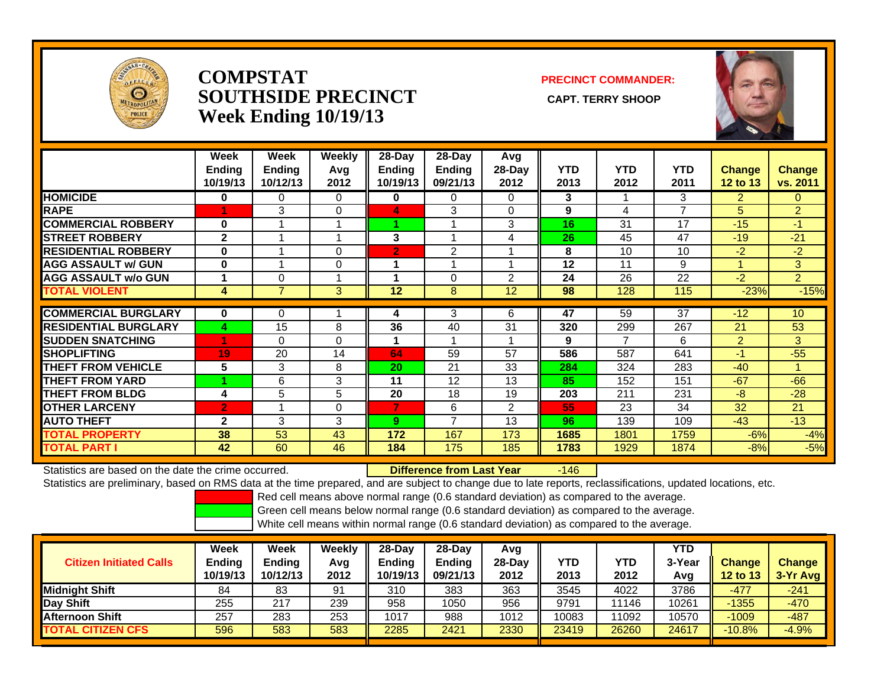# COMPSTAT
# SOUTHSIDE PRECINCT
# Week Ending 10/19/13

**PRECINCT COMMANDER:**

**CAPT. TERRY SHOOP**

| | Week Ending 10/19/13 | Week Ending 10/12/13 | Weekly Avg 2012 | 28-Day Ending 10/19/13 | 28-Day Ending 09/21/13 | Avg 28-Day 2012 | YTD 2013 | YTD 2012 | YTD 2011 | Change 12 to 13 | Change vs. 2011 |
|---|---|---|---|---|---|---|---|---|---|---|---|
| **HOMICIDE** | 0 | 0 | 0 | 0 | 0 | 0 | 3 | 1 | 3 | 2 | 0 |
| **RAPE** | 1 | 3 | 0 | 4 | 3 | 0 | 9 | 4 | 7 | 5 | 2 |
| **COMMERCIAL ROBBERY** | 0 | 1 | 1 | 1 | 1 | 3 | 16 | 31 | 17 | -15 | -1 |
| **STREET ROBBERY** | 2 | 1 | 1 | 3 | 1 | 4 | 26 | 45 | 47 | -19 | -21 |
| **RESIDENTIAL ROBBERY** | 0 | 1 | 0 | 2 | 2 | 1 | 8 | 10 | 10 | -2 | -2 |
| **AGG ASSAULT w/ GUN** | 0 | 1 | 0 | 1 | 1 | 1 | 12 | 11 | 9 | 1 | 3 |
| **AGG ASSAULT w/o GUN** | 1 | 0 | 1 | 1 | 0 | 2 | 24 | 26 | 22 | -2 | 2 |
| **TOTAL VIOLENT** | 4 | 7 | 3 | 12 | 8 | 12 | 98 | 128 | 115 | -23% | -15% |
| **COMMERCIAL BURGLARY** | 0 | 0 | 1 | 4 | 3 | 6 | 47 | 59 | 37 | -12 | 10 |
| **RESIDENTIAL BURGLARY** | 4 | 15 | 8 | 36 | 40 | 31 | 320 | 299 | 267 | 21 | 53 |
| **SUDDEN SNATCHING** | 1 | 0 | 0 | 1 | 1 | 1 | 9 | 7 | 6 | 2 | 3 |
| **SHOPLIFTING** | 19 | 20 | 14 | 64 | 59 | 57 | 586 | 587 | 641 | -1 | -55 |
| **THEFT FROM VEHICLE** | 5 | 3 | 8 | 20 | 21 | 33 | 284 | 324 | 283 | -40 | 1 |
| **THEFT FROM YARD** | 1 | 6 | 3 | 11 | 12 | 13 | 85 | 152 | 151 | -67 | -66 |
| **THEFT FROM BLDG** | 4 | 5 | 5 | 20 | 18 | 19 | 203 | 211 | 231 | -8 | -28 |
| **OTHER LARCENY** | 2 | 1 | 0 | 7 | 6 | 2 | 55 | 23 | 34 | 32 | 21 |
| **AUTO THEFT** | 2 | 3 | 3 | 9 | 7 | 13 | 96 | 139 | 109 | -43 | -13 |
| **TOTAL PROPERTY** | 38 | 53 | 43 | 172 | 167 | 173 | 1685 | 1801 | 1759 | -6% | -4% |
| **TOTAL PART I** | 42 | 60 | 46 | 184 | 175 | 185 | 1783 | 1929 | 1874 | -8% | -5% |

Statistics are based on the date the crime occurred. **Difference from Last Year** -146

Statistics are preliminary, based on RMS data at the time prepared, and are subject to change due to late reports, reclassifications, updated locations, etc.

Red cell means above normal range (0.6 standard deviation) as compared to the average.

Green cell means below normal range (0.6 standard deviation) as compared to the average.

White cell means within normal range (0.6 standard deviation) as compared to the average.

| Citizen Initiated Calls | Week Ending 10/19/13 | Week Ending 10/12/13 | Weekly Avg 2012 | 28-Day Ending 10/19/13 | 28-Day Ending 09/21/13 | Avg 28-Day 2012 | YTD 2013 | YTD 2012 | YTD 3-Year Avg | Change 12 to 13 | Change 3-Yr Avg |
|---|---|---|---|---|---|---|---|---|---|---|---|
| **Midnight Shift** | 84 | 83 | 91 | 310 | 383 | 363 | 3545 | 4022 | 3786 | -477 | -241 |
| **Day Shift** | 255 | 217 | 239 | 958 | 1050 | 956 | 9791 | 11146 | 10261 | -1355 | -470 |
| **Afternoon Shift** | 257 | 283 | 253 | 1017 | 988 | 1012 | 10083 | 11092 | 10570 | -1009 | -487 |
| **TOTAL CITIZEN CFS** | 596 | 583 | 583 | 2285 | 2421 | 2330 | 23419 | 26260 | 24617 | -10.8% | -4.9% |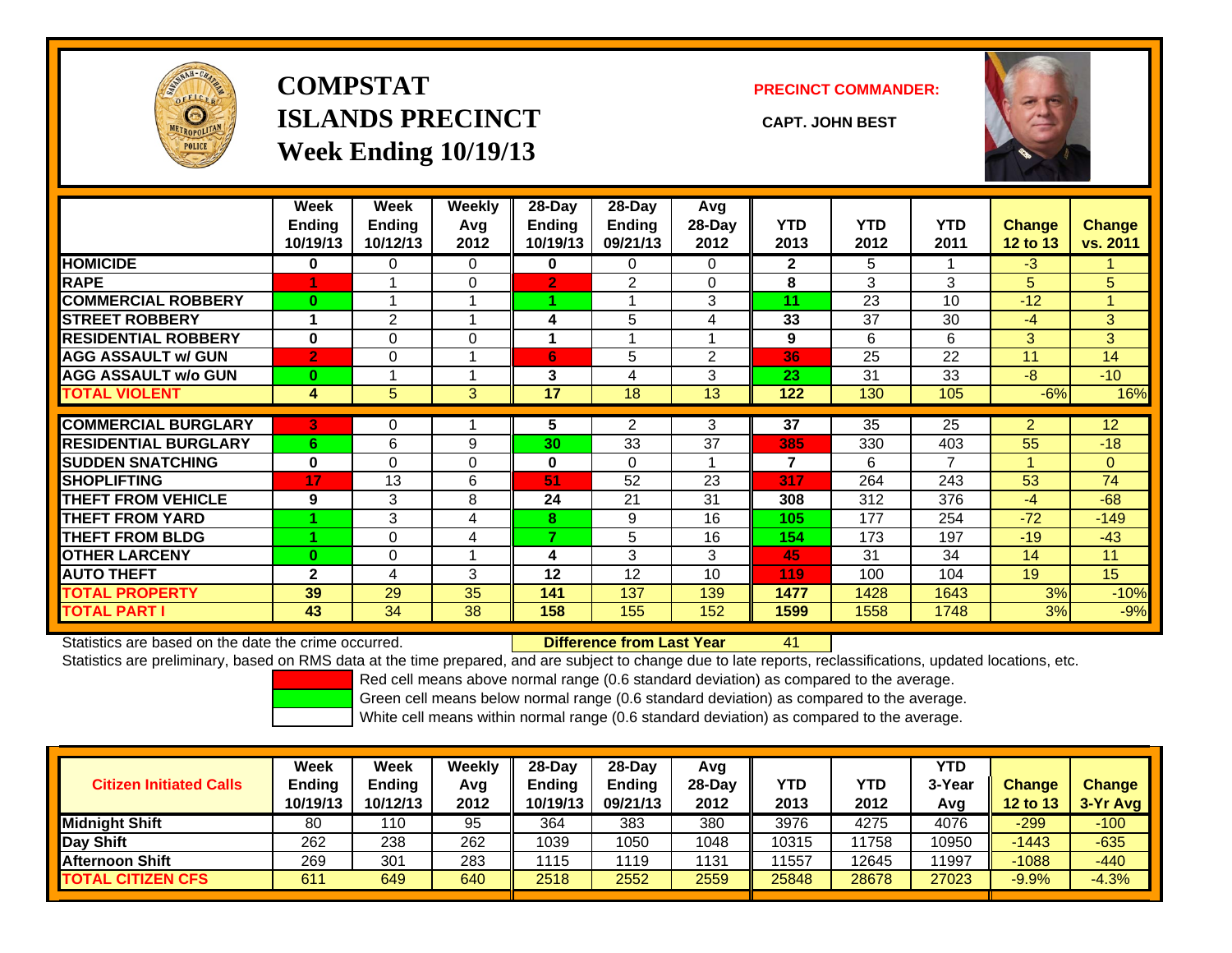# COMPSTAT
# ISLANDS PRECINCT
## Week Ending 10/19/13

**PRECINCT COMMANDER:**

**CAPT. JOHN BEST**

| | Week Ending 10/19/13 | Week Ending 10/12/13 | Weekly Avg 2012 | 28-Day Ending 10/19/13 | 28-Day Ending 09/21/13 | Avg 28-Day 2012 | YTD 2013 | YTD 2012 | YTD 2011 | Change 12 to 13 | Change vs. 2011 |
|---|---|---|---|---|---|---|---|---|---|---|---|
| HOMICIDE | 0 | 0 | 0 | 0 | 0 | 0 | 2 | 5 | 1 | -3 | 1 |
| RAPE | 1 | 1 | 0 | 2 | 2 | 0 | 8 | 3 | 3 | 5 | 5 |
| COMMERCIAL ROBBERY | 0 | 1 | 1 | 1 | 1 | 3 | 11 | 23 | 10 | -12 | 1 |
| STREET ROBBERY | 1 | 2 | 1 | 4 | 5 | 4 | 33 | 37 | 30 | -4 | 3 |
| RESIDENTIAL ROBBERY | 0 | 0 | 0 | 1 | 1 | 1 | 9 | 6 | 6 | 3 | 3 |
| AGG ASSAULT w/ GUN | 2 | 0 | 1 | 6 | 5 | 2 | 36 | 25 | 22 | 11 | 14 |
| AGG ASSAULT w/o GUN | 0 | 1 | 1 | 3 | 4 | 3 | 23 | 31 | 33 | -8 | -10 |
| TOTAL VIOLENT | 4 | 5 | 3 | 17 | 18 | 13 | 122 | 130 | 105 | -6% | 16% |
| COMMERCIAL BURGLARY | 3 | 0 | 1 | 5 | 2 | 3 | 37 | 35 | 25 | 2 | 12 |
| RESIDENTIAL BURGLARY | 6 | 6 | 9 | 30 | 33 | 37 | 385 | 330 | 403 | 55 | -18 |
| SUDDEN SNATCHING | 0 | 0 | 0 | 0 | 0 | 1 | 7 | 6 | 7 | 1 | 0 |
| SHOPLIFTING | 17 | 13 | 6 | 51 | 52 | 23 | 317 | 264 | 243 | 53 | 74 |
| THEFT FROM VEHICLE | 9 | 3 | 8 | 24 | 21 | 31 | 308 | 312 | 376 | -4 | -68 |
| THEFT FROM YARD | 1 | 3 | 4 | 8 | 9 | 16 | 105 | 177 | 254 | -72 | -149 |
| THEFT FROM BLDG | 1 | 0 | 4 | 7 | 5 | 16 | 154 | 173 | 197 | -19 | -43 |
| OTHER LARCENY | 0 | 0 | 1 | 4 | 3 | 3 | 45 | 31 | 34 | 14 | 11 |
| AUTO THEFT | 2 | 4 | 3 | 12 | 12 | 10 | 119 | 100 | 104 | 19 | 15 |
| TOTAL PROPERTY | 39 | 29 | 35 | 141 | 137 | 139 | 1477 | 1428 | 1643 | 3% | -10% |
| TOTAL PART I | 43 | 34 | 38 | 158 | 155 | 152 | 1599 | 1558 | 1748 | 3% | -9% |

Statistics are based on the date the crime occurred. **Difference from Last Year** 41

Statistics are preliminary, based on RMS data at the time prepared, and are subject to change due to late reports, reclassifications, updated locations, etc.

Red cell means above normal range (0.6 standard deviation) as compared to the average.

Green cell means below normal range (0.6 standard deviation) as compared to the average.

White cell means within normal range (0.6 standard deviation) as compared to the average.

| Citizen Initiated Calls | Week Ending 10/19/13 | Week Ending 10/12/13 | Weekly Avg 2012 | 28-Day Ending 10/19/13 | 28-Day Ending 09/21/13 | Avg 28-Day 2012 | YTD 2013 | YTD 2012 | YTD 3-Year Avg | Change 12 to 13 | Change 3-Yr Avg |
|---|---|---|---|---|---|---|---|---|---|---|---|
| Midnight Shift | 80 | 110 | 95 | 364 | 383 | 380 | 3976 | 4275 | 4076 | -299 | -100 |
| Day Shift | 262 | 238 | 262 | 1039 | 1050 | 1048 | 10315 | 11758 | 10950 | -1443 | -635 |
| Afternoon Shift | 269 | 301 | 283 | 1115 | 1119 | 1131 | 11557 | 12645 | 11997 | -1088 | -440 |
| TOTAL CITIZEN CFS | 611 | 649 | 640 | 2518 | 2552 | 2559 | 25848 | 28678 | 27023 | -9.9% | -4.3% |